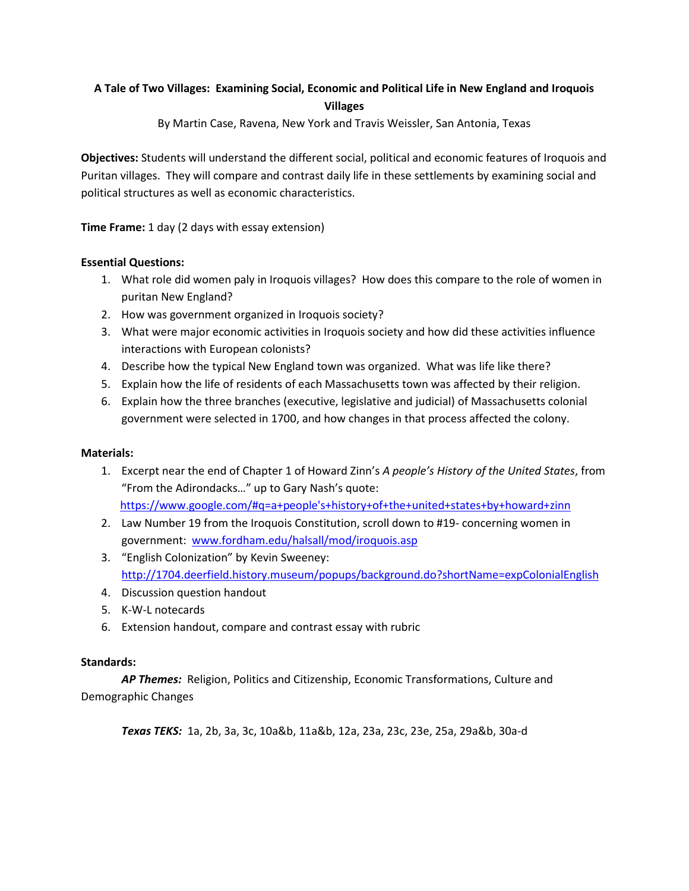# A Tale of Two Villages: Examining Social, Economic and Political Life in New England and Iroquois Villages

By Martin Case, Ravena, New York and Travis Weissler, San Antonia, Texas

**Objectives:** Students will understand the different social, political and economic features of Iroquois and Puritan villages. They will compare and contrast daily life in these settlements by examining social and political structures as well as economic characteristics.

**Time Frame:** 1 day (2 days with essay extension)

**Essential Questions:**

1. What role did women paly in Iroquois villages? How does this compare to the role of women in puritan New England?
2. How was government organized in Iroquois society?
3. What were major economic activities in Iroquois society and how did these activities influence interactions with European colonists?
4. Describe how the typical New England town was organized. What was life like there?
5. Explain how the life of residents of each Massachusetts town was affected by their religion.
6. Explain how the three branches (executive, legislative and judicial) of Massachusetts colonial government were selected in 1700, and how changes in that process affected the colony.

**Materials:**

1. Excerpt near the end of Chapter 1 of Howard Zinn's *A people's History of the United States*, from "From the Adirondacks…" up to Gary Nash's quote: https://www.google.com/#q=a+people's+history+of+the+united+states+by+howard+zinn
2. Law Number 19 from the Iroquois Constitution, scroll down to #19- concerning women in government: www.fordham.edu/halsall/mod/iroquois.asp
3. "English Colonization" by Kevin Sweeney: http://1704.deerfield.history.museum/popups/background.do?shortName=expColonialEnglish
4. Discussion question handout
5. K-W-L notecards
6. Extension handout, compare and contrast essay with rubric

**Standards:**

***AP Themes:*** Religion, Politics and Citizenship, Economic Transformations, Culture and Demographic Changes

***Texas TEKS:*** 1a, 2b, 3a, 3c, 10a&b, 11a&b, 12a, 23a, 23c, 23e, 25a, 29a&b, 30a-d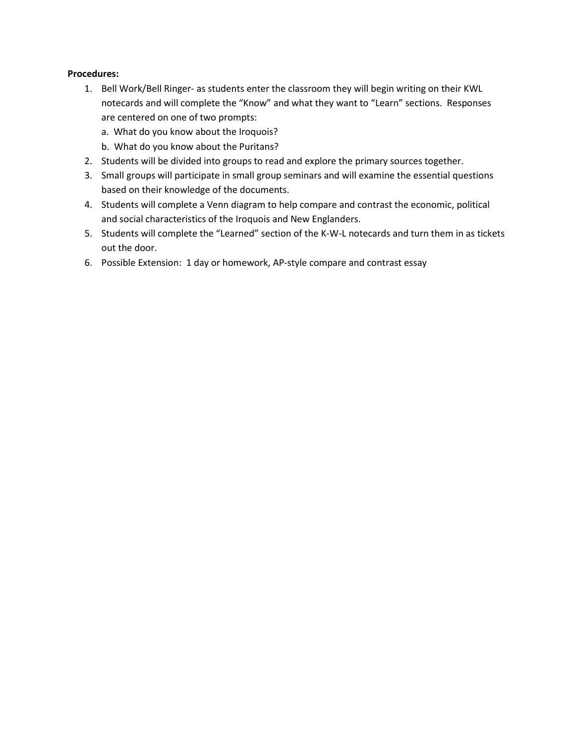**Procedures:**

1. Bell Work/Bell Ringer- as students enter the classroom they will begin writing on their KWL notecards and will complete the "Know" and what they want to "Learn" sections. Responses are centered on one of two prompts:
   a. What do you know about the Iroquois?
   b. What do you know about the Puritans?
2. Students will be divided into groups to read and explore the primary sources together.
3. Small groups will participate in small group seminars and will examine the essential questions based on their knowledge of the documents.
4. Students will complete a Venn diagram to help compare and contrast the economic, political and social characteristics of the Iroquois and New Englanders.
5. Students will complete the "Learned" section of the K-W-L notecards and turn them in as tickets out the door.
6. Possible Extension: 1 day or homework, AP-style compare and contrast essay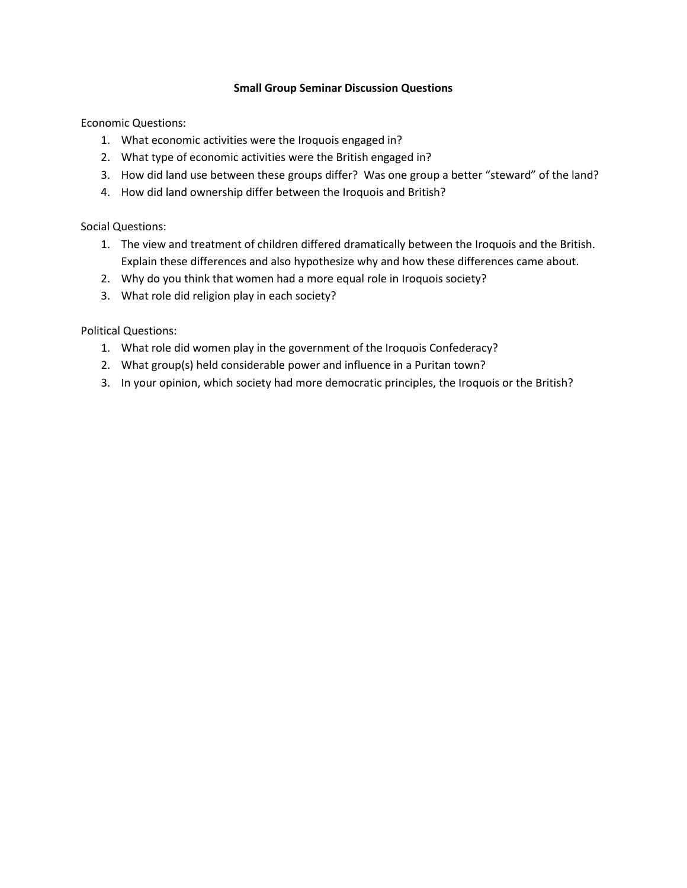**Small Group Seminar Discussion Questions**

Economic Questions:

1. What economic activities were the Iroquois engaged in?
2. What type of economic activities were the British engaged in?
3. How did land use between these groups differ? Was one group a better "steward" of the land?
4. How did land ownership differ between the Iroquois and British?

Social Questions:

1. The view and treatment of children differed dramatically between the Iroquois and the British. Explain these differences and also hypothesize why and how these differences came about.
2. Why do you think that women had a more equal role in Iroquois society?
3. What role did religion play in each society?

Political Questions:

1. What role did women play in the government of the Iroquois Confederacy?
2. What group(s) held considerable power and influence in a Puritan town?
3. In your opinion, which society had more democratic principles, the Iroquois or the British?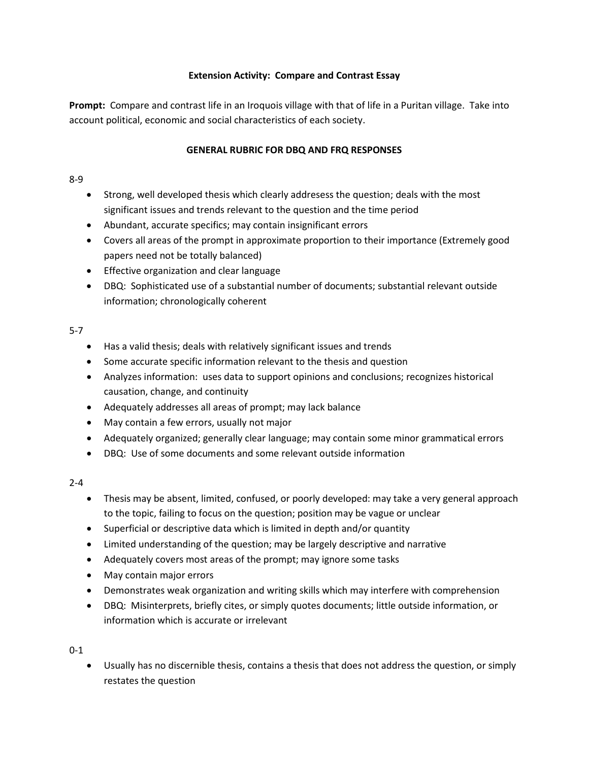**Extension Activity: Compare and Contrast Essay**

**Prompt:** Compare and contrast life in an Iroquois village with that of life in a Puritan village. Take into account political, economic and social characteristics of each society.

**GENERAL RUBRIC FOR DBQ AND FRQ RESPONSES**

8-9

- Strong, well developed thesis which clearly addresess the question; deals with the most significant issues and trends relevant to the question and the time period
- Abundant, accurate specifics; may contain insignificant errors
- Covers all areas of the prompt in approximate proportion to their importance (Extremely good papers need not be totally balanced)
- Effective organization and clear language
- DBQ: Sophisticated use of a substantial number of documents; substantial relevant outside information; chronologically coherent

5-7

- Has a valid thesis; deals with relatively significant issues and trends
- Some accurate specific information relevant to the thesis and question
- Analyzes information: uses data to support opinions and conclusions; recognizes historical causation, change, and continuity
- Adequately addresses all areas of prompt; may lack balance
- May contain a few errors, usually not major
- Adequately organized; generally clear language; may contain some minor grammatical errors
- DBQ: Use of some documents and some relevant outside information

2-4

- Thesis may be absent, limited, confused, or poorly developed: may take a very general approach to the topic, failing to focus on the question; position may be vague or unclear
- Superficial or descriptive data which is limited in depth and/or quantity
- Limited understanding of the question; may be largely descriptive and narrative
- Adequately covers most areas of the prompt; may ignore some tasks
- May contain major errors
- Demonstrates weak organization and writing skills which may interfere with comprehension
- DBQ: Misinterprets, briefly cites, or simply quotes documents; little outside information, or information which is accurate or irrelevant

0-1

- Usually has no discernible thesis, contains a thesis that does not address the question, or simply restates the question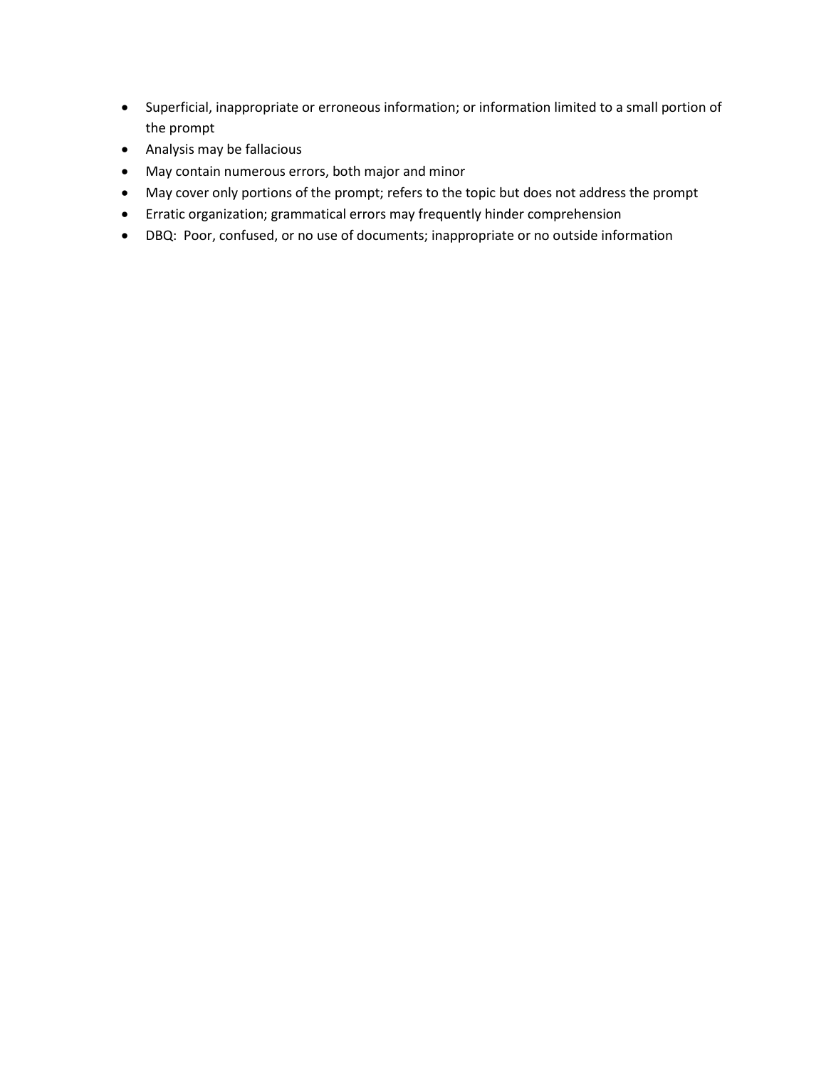- Superficial, inappropriate or erroneous information; or information limited to a small portion of the prompt
- Analysis may be fallacious
- May contain numerous errors, both major and minor
- May cover only portions of the prompt; refers to the topic but does not address the prompt
- Erratic organization; grammatical errors may frequently hinder comprehension
- DBQ: Poor, confused, or no use of documents; inappropriate or no outside information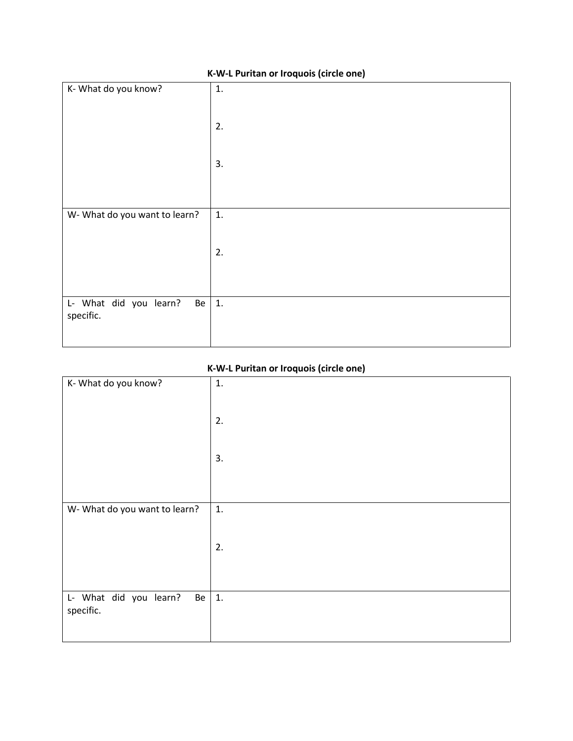**K-W-L Puritan or Iroquois (circle one)**

| K- What do you know? | 1.<br><br>2.<br><br>3. |
|---|---|
| W- What do you want to learn? | 1.<br><br>2. |
| L- What did you learn? Be specific. | 1. |

**K-W-L Puritan or Iroquois (circle one)**

| K- What do you know? | 1.<br><br>2.<br><br>3. |
|---|---|
| W- What do you want to learn? | 1.<br><br>2. |
| L- What did you learn? Be specific. | 1. |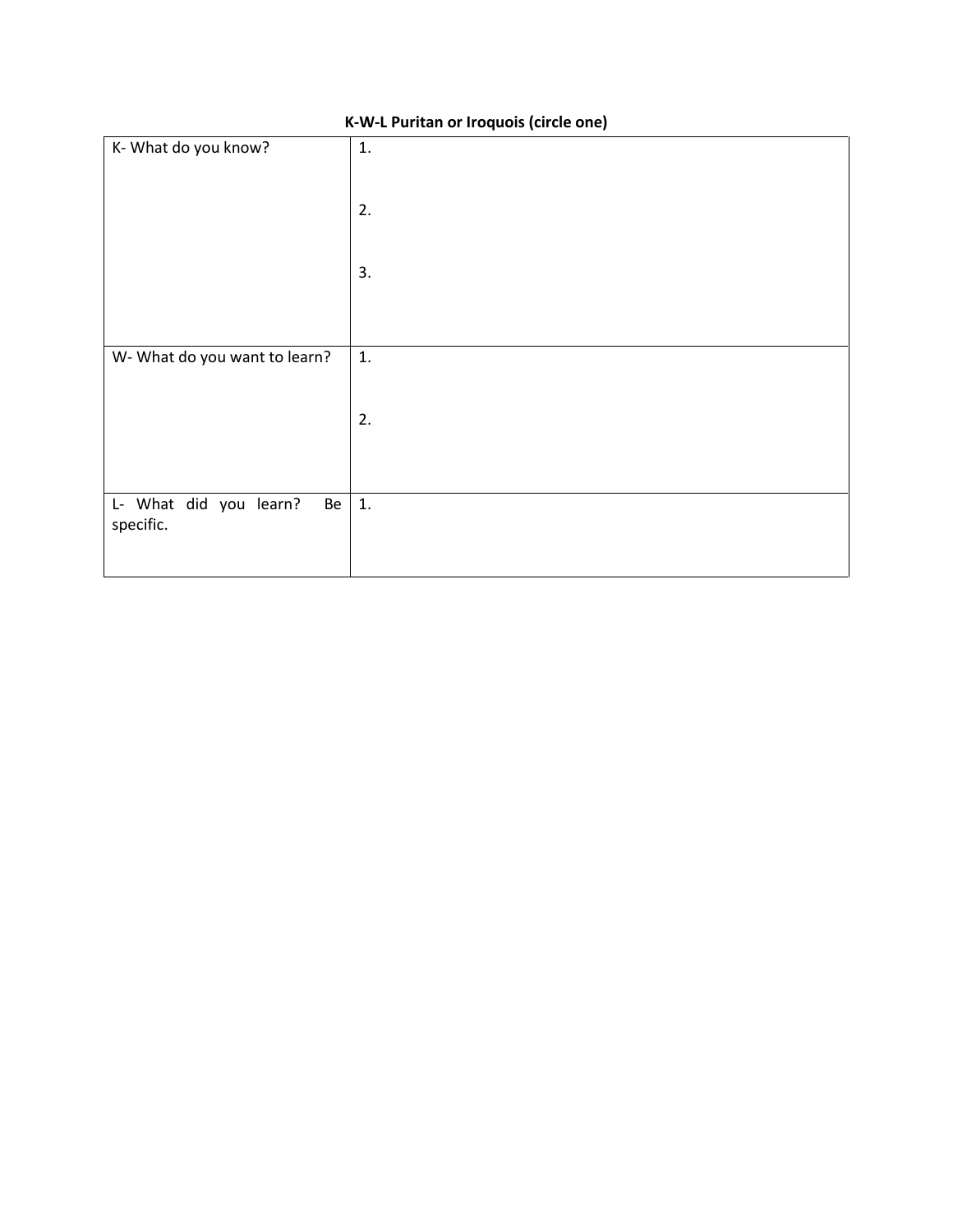**K-W-L Puritan or Iroquois (circle one)**

| | |
|---|---|
| K- What do you know? | 1.<br><br>2.<br><br>3. |
| W- What do you want to learn? | 1.<br><br>2. |
| L- What did you learn? Be specific. | 1. |